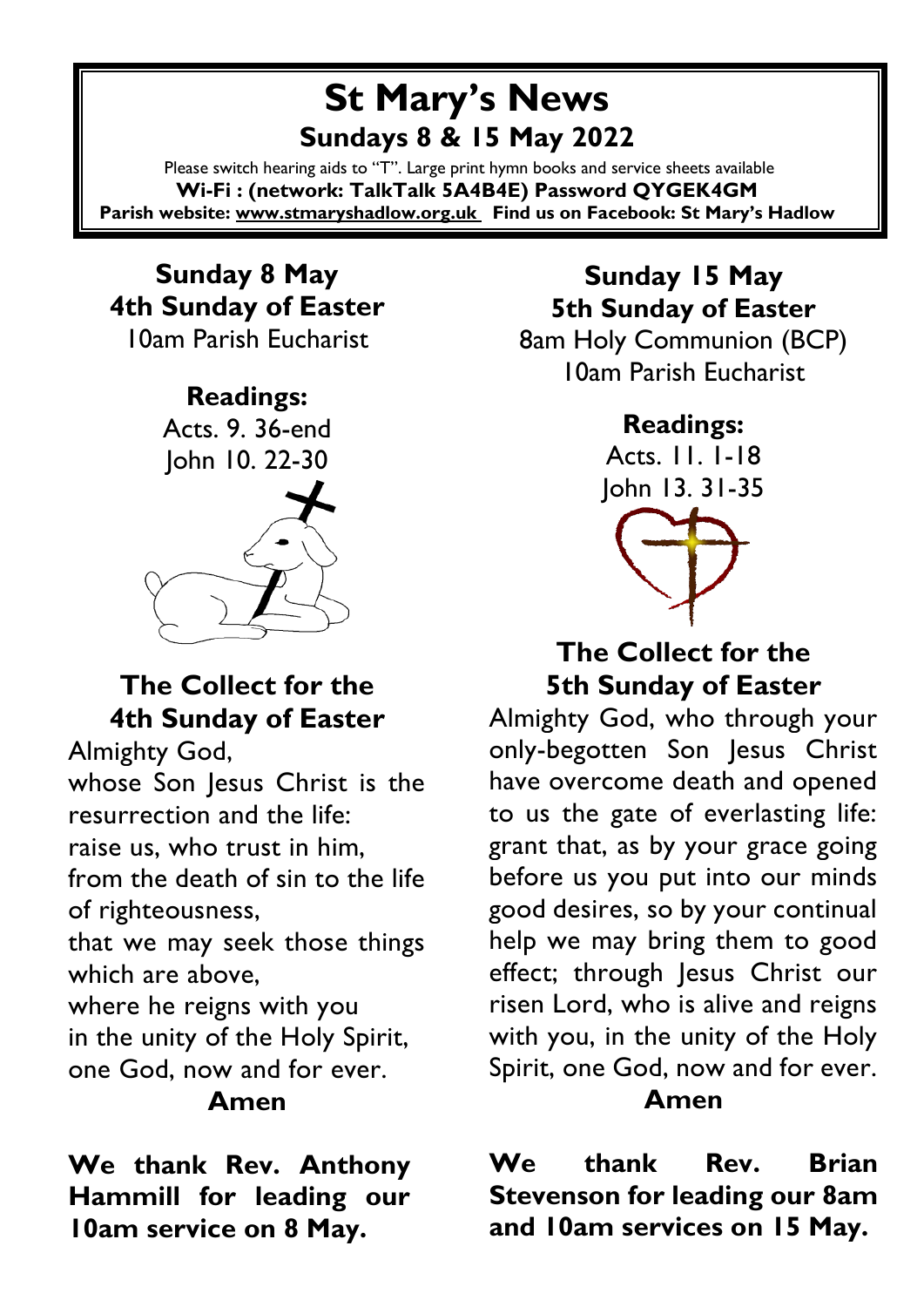# St Mary's News

## Sundays 8 & 15 May 2022

Please switch hearing aids to "T". Large print hymn books and service sheets available

**Wi-Fi : (network: TalkTalk 5A4B4E) Password QYGEK4GM**

**Parish website: www.stmaryshadlow.org.uk Find us on Facebook: St Mary's Hadlow**

## Sunday 8 May
## 4th Sunday of Easter

10am Parish Eucharist

**Readings:**

Acts. 9. 36-end
John 10. 22-30

## The Collect for the 4th Sunday of Easter

Almighty God,
whose Son Jesus Christ is the resurrection and the life:
raise us, who trust in him,
from the death of sin to the life of righteousness,
that we may seek those things which are above,
where he reigns with you
in the unity of the Holy Spirit,
one God, now and for ever.

**Amen**

**We thank Rev. Anthony Hammill for leading our 10am service on 8 May.**

## Sunday 15 May
## 5th Sunday of Easter

8am Holy Communion (BCP)
10am Parish Eucharist

**Readings:**

Acts. 11. 1-18
John 13. 31-35

## The Collect for the 5th Sunday of Easter

Almighty God, who through your only-begotten Son Jesus Christ have overcome death and opened to us the gate of everlasting life: grant that, as by your grace going before us you put into our minds good desires, so by your continual help we may bring them to good effect; through Jesus Christ our risen Lord, who is alive and reigns with you, in the unity of the Holy Spirit, one God, now and for ever.

**Amen**

**We thank Rev. Brian Stevenson for leading our 8am and 10am services on 15 May.**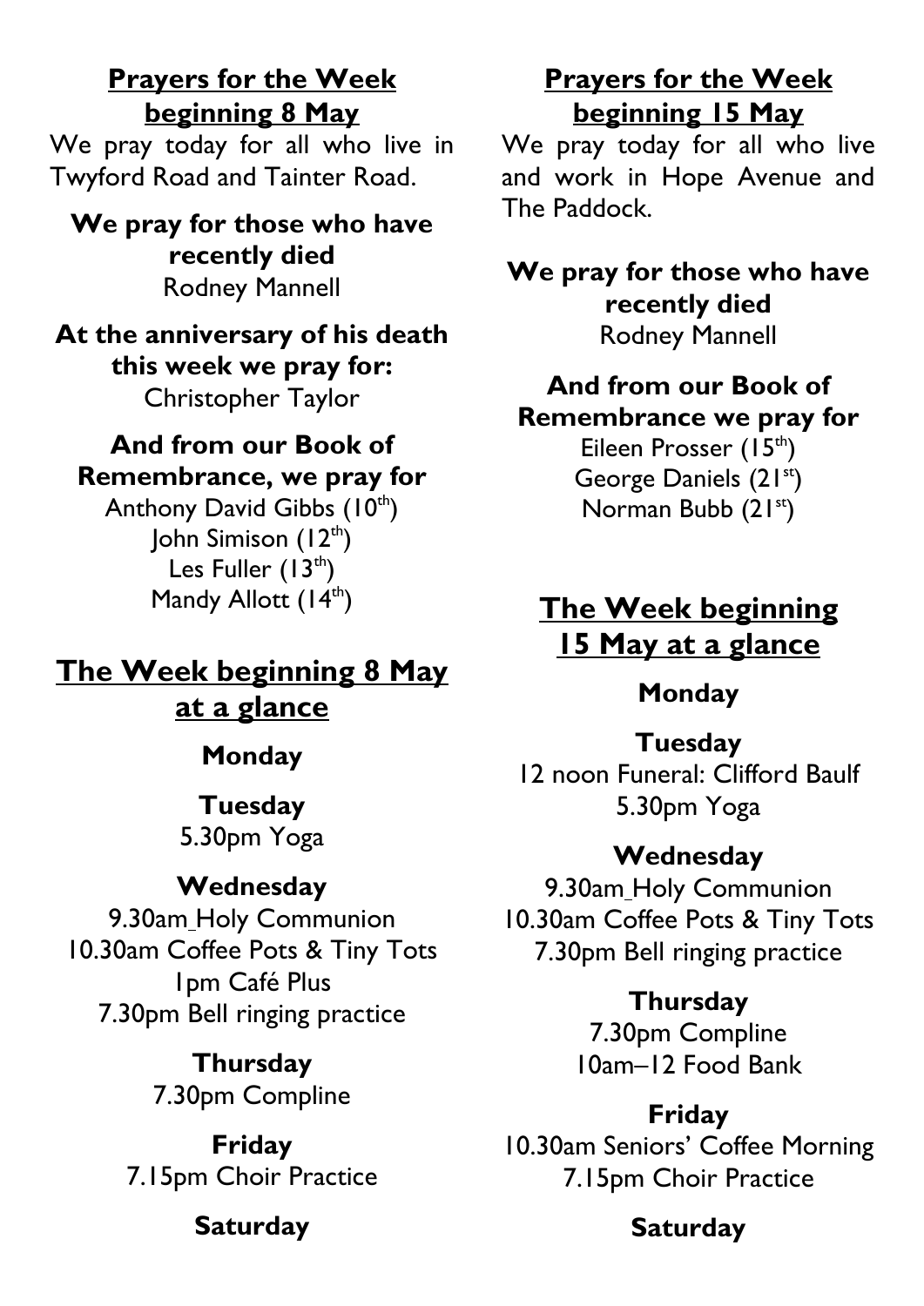## Prayers for the Week beginning 8 May

We pray today for all who live in Twyford Road and Tainter Road.

**We pray for those who have recently died**

Rodney Mannell

**At the anniversary of his death this week we pray for:**

Christopher Taylor

**And from our Book of Remembrance, we pray for**

Anthony David Gibbs (10th)
John Simison (12th)
Les Fuller (13th)
Mandy Allott (14th)

## The Week beginning 8 May at a glance

**Monday**

**Tuesday**
5.30pm Yoga

**Wednesday**
9.30am Holy Communion
10.30am Coffee Pots & Tiny Tots
1pm Café Plus
7.30pm Bell ringing practice

**Thursday**
7.30pm Compline

**Friday**
7.15pm Choir Practice

**Saturday**

## Prayers for the Week beginning 15 May

We pray today for all who live and work in Hope Avenue and The Paddock.

**We pray for those who have recently died**

Rodney Mannell

**And from our Book of Remembrance we pray for**

Eileen Prosser (15th)
George Daniels (21st)
Norman Bubb (21st)

## The Week beginning 15 May at a glance

**Monday**

**Tuesday**
12 noon Funeral: Clifford Baulf
5.30pm Yoga

**Wednesday**
9.30am Holy Communion
10.30am Coffee Pots & Tiny Tots
7.30pm Bell ringing practice

**Thursday**
7.30pm Compline
10am–12 Food Bank

**Friday**
10.30am Seniors' Coffee Morning
7.15pm Choir Practice

**Saturday**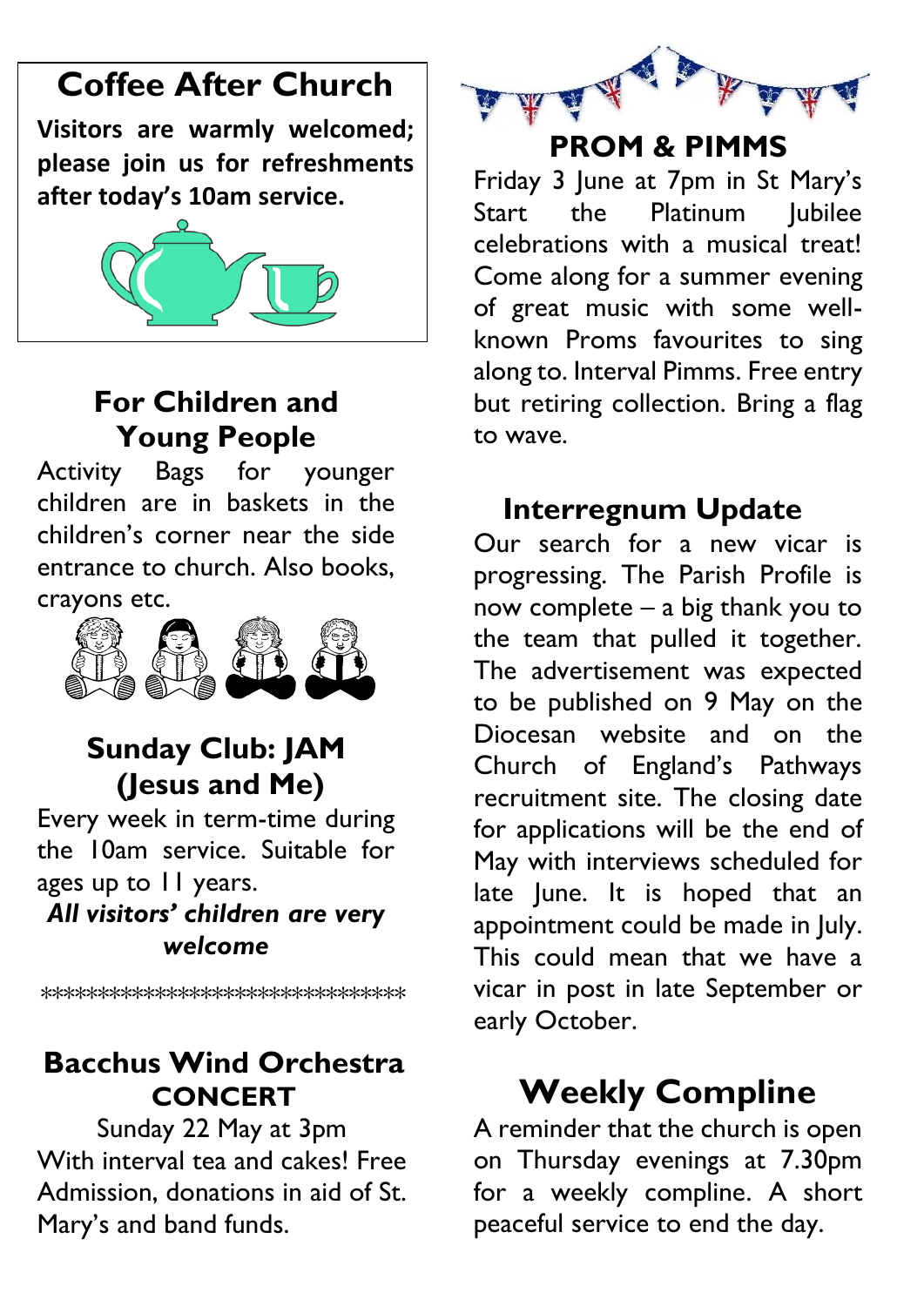## Coffee After Church

**Visitors are warmly welcomed; please join us for refreshments after today's 10am service.**

## For Children and Young People

Activity Bags for younger children are in baskets in the children's corner near the side entrance to church. Also books, crayons etc.

## Sunday Club: JAM (Jesus and Me)

Every week in term-time during the 10am service. Suitable for ages up to 11 years.

***All visitors' children are very welcome***

*******************************

## Bacchus Wind Orchestra CONCERT

Sunday 22 May at 3pm

With interval tea and cakes! Free Admission, donations in aid of St. Mary's and band funds.

## PROM & PIMMS

Friday 3 June at 7pm in St Mary's Start the Platinum Jubilee celebrations with a musical treat! Come along for a summer evening of great music with some well-known Proms favourites to sing along to. Interval Pimms. Free entry but retiring collection. Bring a flag to wave.

## Interregnum Update

Our search for a new vicar is progressing. The Parish Profile is now complete – a big thank you to the team that pulled it together. The advertisement was expected to be published on 9 May on the Diocesan website and on the Church of England's Pathways recruitment site. The closing date for applications will be the end of May with interviews scheduled for late June. It is hoped that an appointment could be made in July. This could mean that we have a vicar in post in late September or early October.

## Weekly Compline

A reminder that the church is open on Thursday evenings at 7.30pm for a weekly compline. A short peaceful service to end the day.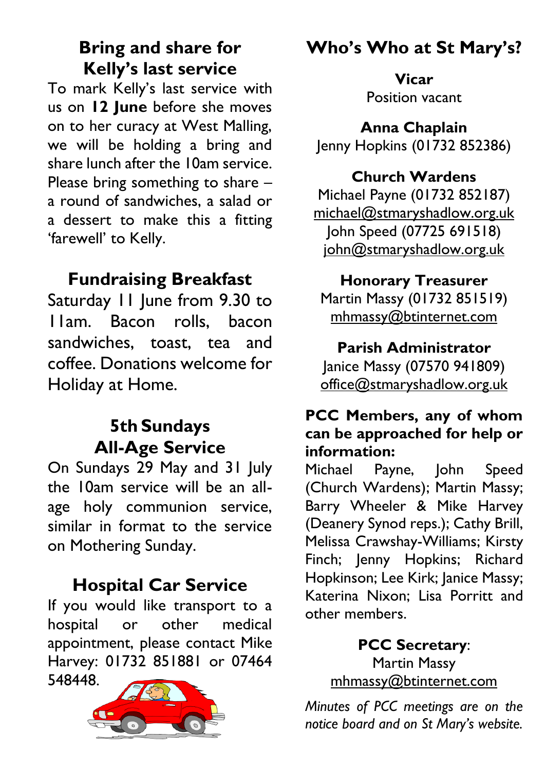## Bring and share for Kelly's last service

To mark Kelly's last service with us on **12 June** before she moves on to her curacy at West Malling, we will be holding a bring and share lunch after the 10am service. Please bring something to share – a round of sandwiches, a salad or a dessert to make this a fitting 'farewell' to Kelly.

## Fundraising Breakfast

Saturday 11 June from 9.30 to 11am. Bacon rolls, bacon sandwiches, toast, tea and coffee. Donations welcome for Holiday at Home.

## 5th Sundays All-Age Service

On Sundays 29 May and 31 July the 10am service will be an all-age holy communion service, similar in format to the service on Mothering Sunday.

## Hospital Car Service

If you would like transport to a hospital or other medical appointment, please contact Mike Harvey: 01732 851881 or 07464 548448.

## Who's Who at St Mary's?

**Vicar**
Position vacant

**Anna Chaplain**
Jenny Hopkins (01732 852386)

**Church Wardens**
Michael Payne (01732 852187)
michael@stmaryshadlow.org.uk
John Speed (07725 691518)
john@stmaryshadlow.org.uk

**Honorary Treasurer**
Martin Massy (01732 851519)
mhmassy@btinternet.com

**Parish Administrator**
Janice Massy (07570 941809)
office@stmaryshadlow.org.uk

**PCC Members, any of whom can be approached for help or information:**
Michael Payne, John Speed (Church Wardens); Martin Massy; Barry Wheeler & Mike Harvey (Deanery Synod reps.); Cathy Brill, Melissa Crawshay-Williams; Kirsty Finch; Jenny Hopkins; Richard Hopkinson; Lee Kirk; Janice Massy; Katerina Nixon; Lisa Porritt and other members.

**PCC Secretary**:
Martin Massy
mhmassy@btinternet.com

*Minutes of PCC meetings are on the notice board and on St Mary's website.*